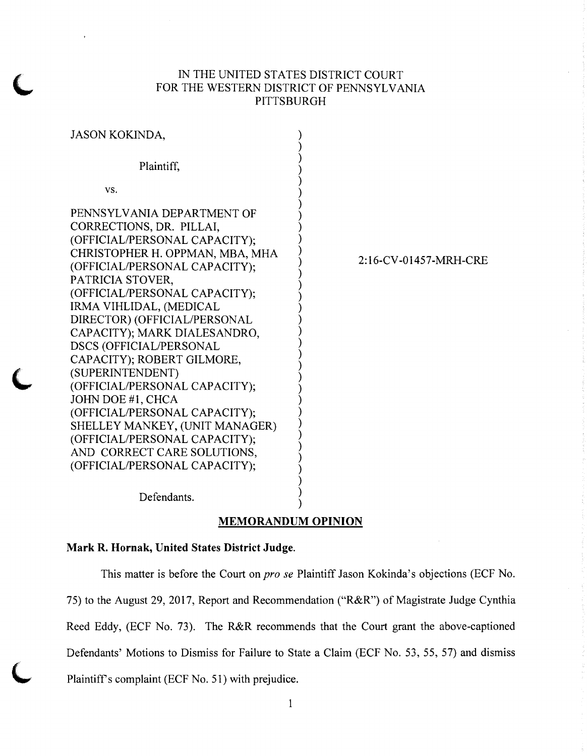IN THE UNITED STATES DISTRICT COURT
FOR THE WESTERN DISTRICT OF PENNSYLVANIA
PITTSBURGH

JASON KOKINDA,

Plaintiff,

vs.

PENNSYLVANIA DEPARTMENT OF CORRECTIONS, DR. PILLAI, (OFFICIAL/PERSONAL CAPACITY); CHRISTOPHER H. OPPMAN, MBA, MHA (OFFICIAL/PERSONAL CAPACITY); PATRICIA STOVER, (OFFICIAL/PERSONAL CAPACITY); IRMA VIHLIDAL, (MEDICAL DIRECTOR) (OFFICIAL/PERSONAL CAPACITY); MARK DIALESANDRO, DSCS (OFFICIAL/PERSONAL CAPACITY); ROBERT GILMORE, (SUPERINTENDENT) (OFFICIAL/PERSONAL CAPACITY); JOHN DOE #1, CHCA (OFFICIAL/PERSONAL CAPACITY); SHELLEY MANKEY, (UNIT MANAGER) (OFFICIAL/PERSONAL CAPACITY); AND CORRECT CARE SOLUTIONS, (OFFICIAL/PERSONAL CAPACITY);

Defendants.

2:16-CV-01457-MRH-CRE

## MEMORANDUM OPINION

**Mark R. Hornak, United States District Judge.**

This matter is before the Court on *pro se* Plaintiff Jason Kokinda's objections (ECF No. 75) to the August 29, 2017, Report and Recommendation ("R&R") of Magistrate Judge Cynthia Reed Eddy, (ECF No. 73). The R&R recommends that the Court grant the above-captioned Defendants' Motions to Dismiss for Failure to State a Claim (ECF No. 53, 55, 57) and dismiss Plaintiff's complaint (ECF No. 51) with prejudice.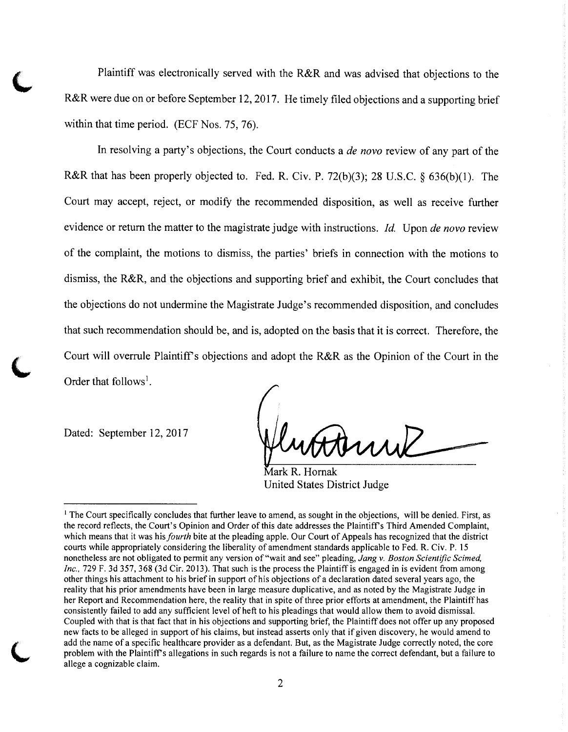Plaintiff was electronically served with the R&R and was advised that objections to the R&R were due on or before September 12, 2017. He timely filed objections and a supporting brief within that time period. (ECF Nos. 75, 76).

In resolving a party's objections, the Court conducts a *de novo* review of any part of the R&R that has been properly objected to. Fed. R. Civ. P. 72(b)(3); 28 U.S.C. § 636(b)(1). The Court may accept, reject, or modify the recommended disposition, as well as receive further evidence or return the matter to the magistrate judge with instructions. *Id.* Upon *de novo* review of the complaint, the motions to dismiss, the parties' briefs in connection with the motions to dismiss, the R&R, and the objections and supporting brief and exhibit, the Court concludes that the objections do not undermine the Magistrate Judge's recommended disposition, and concludes that such recommendation should be, and is, adopted on the basis that it is correct. Therefore, the Court will overrule Plaintiff's objections and adopt the R&R as the Opinion of the Court in the Order that follows[1].

Dated: September 12, 2017

Mark R. Hornak
United States District Judge

[1] The Court specifically concludes that further leave to amend, as sought in the objections, will be denied. First, as the record reflects, the Court's Opinion and Order of this date addresses the Plaintiff's Third Amended Complaint, which means that it was his *fourth* bite at the pleading apple. Our Court of Appeals has recognized that the district courts while appropriately considering the liberality of amendment standards applicable to Fed. R. Civ. P. 15 nonetheless are not obligated to permit any version of "wait and see" pleading, *Jang v. Boston Scientific Scimed, Inc.*, 729 F. 3d 357, 368 (3d Cir. 2013). That such is the process the Plaintiff is engaged in is evident from among other things his attachment to his brief in support of his objections of a declaration dated several years ago, the reality that his prior amendments have been in large measure duplicative, and as noted by the Magistrate Judge in her Report and Recommendation here, the reality that in spite of three prior efforts at amendment, the Plaintiff has consistently failed to add any sufficient level of heft to his pleadings that would allow them to avoid dismissal. Coupled with that is that fact that in his objections and supporting brief, the Plaintiff does not offer up any proposed new facts to be alleged in support of his claims, but instead asserts only that if given discovery, he would amend to add the name of a specific healthcare provider as a defendant. But, as the Magistrate Judge correctly noted, the core problem with the Plaintiff's allegations in such regards is not a failure to name the correct defendant, but a failure to allege a cognizable claim.